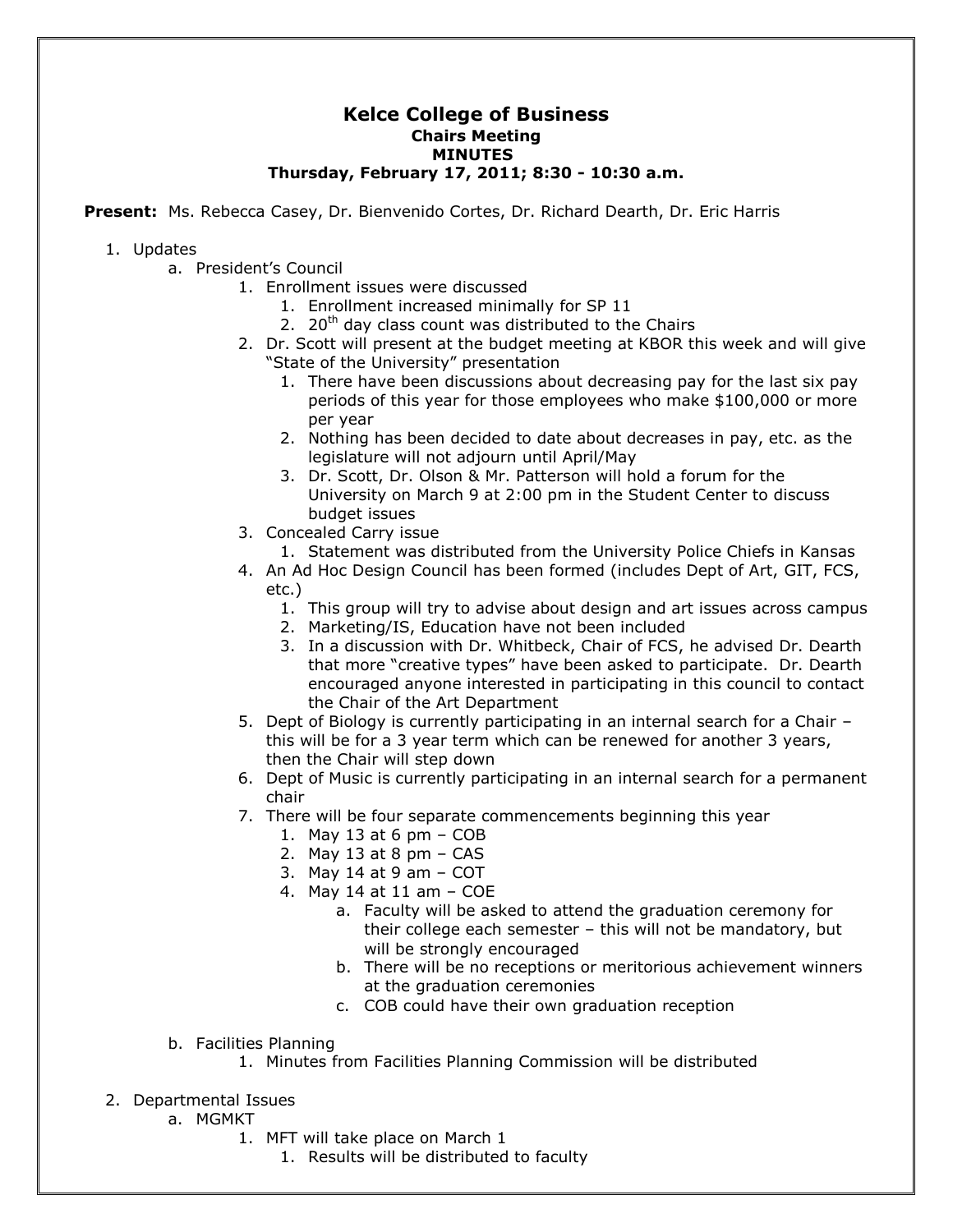# Kelce College of Business

## Chairs Meeting

## MINUTES

**Thursday, February 17, 2011; 8:30 - 10:30 a.m.**

**Present:** Ms. Rebecca Casey, Dr. Bienvenido Cortes, Dr. Richard Dearth, Dr. Eric Harris

1. Updates
   a. President's Council
      1. Enrollment issues were discussed
         1. Enrollment increased minimally for SP 11
         2. 20th day class count was distributed to the Chairs
      2. Dr. Scott will present at the budget meeting at KBOR this week and will give "State of the University" presentation
         1. There have been discussions about decreasing pay for the last six pay periods of this year for those employees who make $100,000 or more per year
         2. Nothing has been decided to date about decreases in pay, etc. as the legislature will not adjourn until April/May
         3. Dr. Scott, Dr. Olson & Mr. Patterson will hold a forum for the University on March 9 at 2:00 pm in the Student Center to discuss budget issues
      3. Concealed Carry issue
         1. Statement was distributed from the University Police Chiefs in Kansas
      4. An Ad Hoc Design Council has been formed (includes Dept of Art, GIT, FCS, etc.)
         1. This group will try to advise about design and art issues across campus
         2. Marketing/IS, Education have not been included
         3. In a discussion with Dr. Whitbeck, Chair of FCS, he advised Dr. Dearth that more "creative types" have been asked to participate. Dr. Dearth encouraged anyone interested in participating in this council to contact the Chair of the Art Department
      5. Dept of Biology is currently participating in an internal search for a Chair – this will be for a 3 year term which can be renewed for another 3 years, then the Chair will step down
      6. Dept of Music is currently participating in an internal search for a permanent chair
      7. There will be four separate commencements beginning this year
         1. May 13 at 6 pm – COB
         2. May 13 at 8 pm – CAS
         3. May 14 at 9 am – COT
         4. May 14 at 11 am – COE
            a. Faculty will be asked to attend the graduation ceremony for their college each semester – this will not be mandatory, but will be strongly encouraged
            b. There will be no receptions or meritorious achievement winners at the graduation ceremonies
            c. COB could have their own graduation reception

   b. Facilities Planning
      1. Minutes from Facilities Planning Commission will be distributed

2. Departmental Issues
   a. MGMKT
      1. MFT will take place on March 1
         1. Results will be distributed to faculty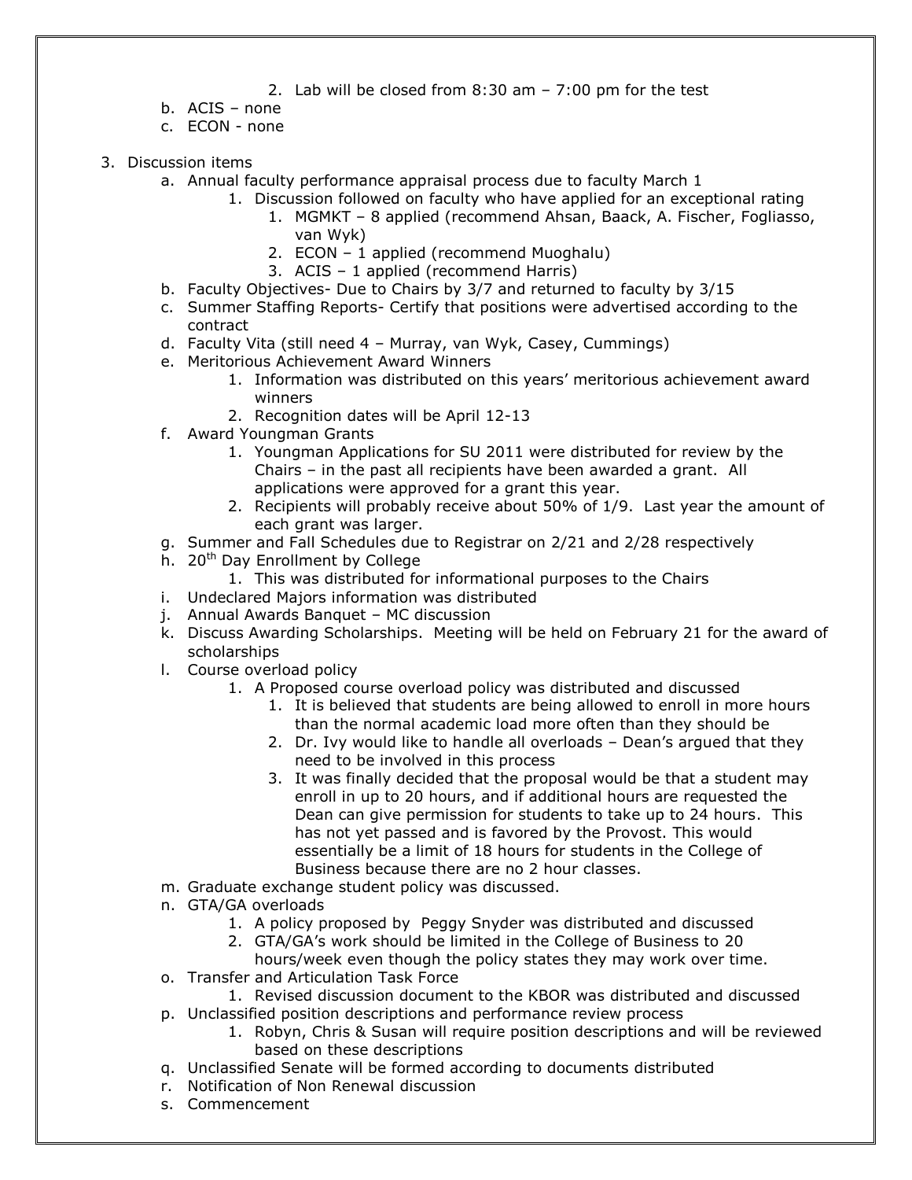2. Lab will be closed from 8:30 am – 7:00 pm for the test
    b. ACIS – none
    c. ECON - none

3. Discussion items
    a. Annual faculty performance appraisal process due to faculty March 1
        1. Discussion followed on faculty who have applied for an exceptional rating
            1. MGMKT – 8 applied (recommend Ahsan, Baack, A. Fischer, Fogliasso, van Wyk)
            2. ECON – 1 applied (recommend Muoghalu)
            3. ACIS – 1 applied (recommend Harris)
    b. Faculty Objectives- Due to Chairs by 3/7 and returned to faculty by 3/15
    c. Summer Staffing Reports- Certify that positions were advertised according to the contract
    d. Faculty Vita (still need 4 – Murray, van Wyk, Casey, Cummings)
    e. Meritorious Achievement Award Winners
        1. Information was distributed on this years' meritorious achievement award winners
        2. Recognition dates will be April 12-13
    f. Award Youngman Grants
        1. Youngman Applications for SU 2011 were distributed for review by the Chairs – in the past all recipients have been awarded a grant. All applications were approved for a grant this year.
        2. Recipients will probably receive about 50% of 1/9. Last year the amount of each grant was larger.
    g. Summer and Fall Schedules due to Registrar on 2/21 and 2/28 respectively
    h. 20th Day Enrollment by College
        1. This was distributed for informational purposes to the Chairs
    i. Undeclared Majors information was distributed
    j. Annual Awards Banquet – MC discussion
    k. Discuss Awarding Scholarships. Meeting will be held on February 21 for the award of scholarships
    l. Course overload policy
        1. A Proposed course overload policy was distributed and discussed
            1. It is believed that students are being allowed to enroll in more hours than the normal academic load more often than they should be
            2. Dr. Ivy would like to handle all overloads – Dean's argued that they need to be involved in this process
            3. It was finally decided that the proposal would be that a student may enroll in up to 20 hours, and if additional hours are requested the Dean can give permission for students to take up to 24 hours. This has not yet passed and is favored by the Provost. This would essentially be a limit of 18 hours for students in the College of Business because there are no 2 hour classes.
    m. Graduate exchange student policy was discussed.
    n. GTA/GA overloads
        1. A policy proposed by Peggy Snyder was distributed and discussed
        2. GTA/GA's work should be limited in the College of Business to 20 hours/week even though the policy states they may work over time.
    o. Transfer and Articulation Task Force
        1. Revised discussion document to the KBOR was distributed and discussed
    p. Unclassified position descriptions and performance review process
        1. Robyn, Chris & Susan will require position descriptions and will be reviewed based on these descriptions
    q. Unclassified Senate will be formed according to documents distributed
    r. Notification of Non Renewal discussion
    s. Commencement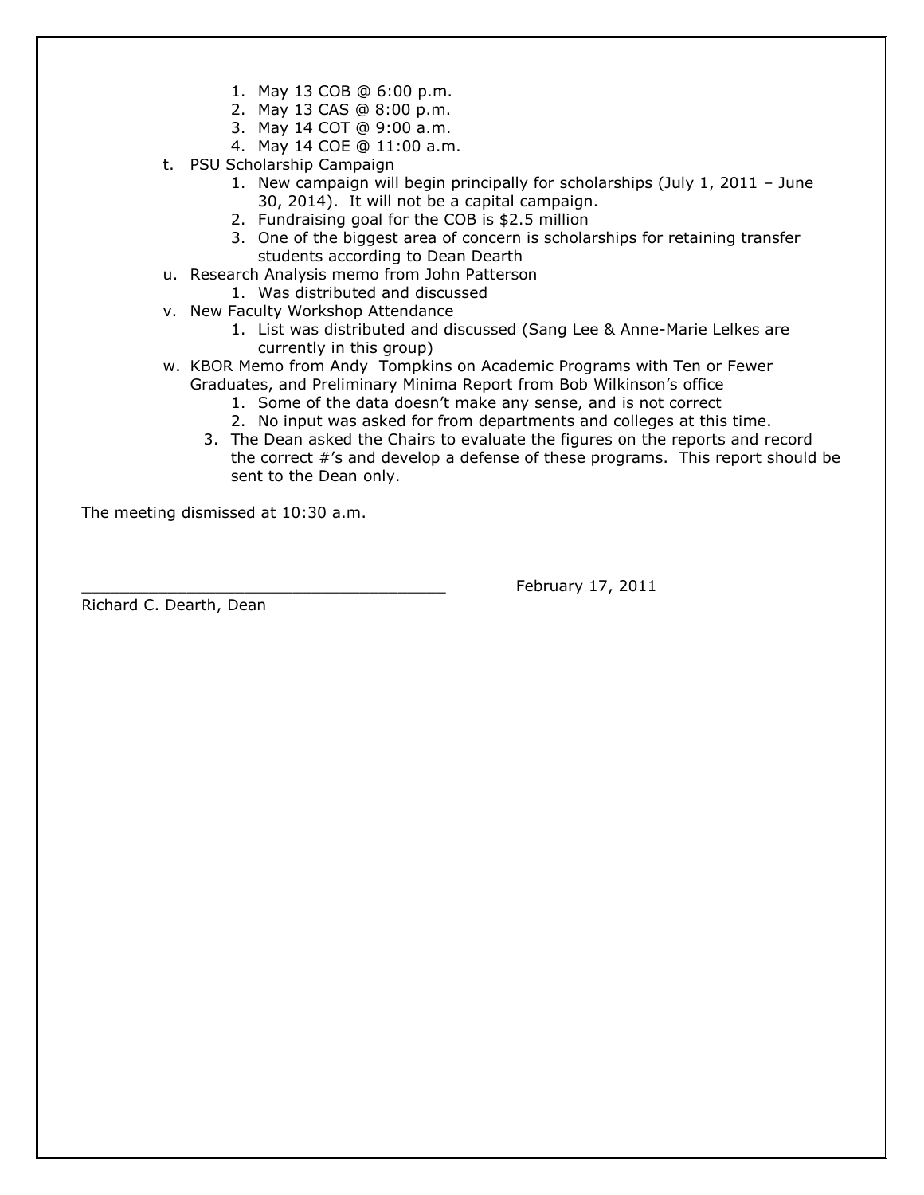1. May 13 COB @ 6:00 p.m.
2. May 13 CAS @ 8:00 p.m.
3. May 14 COT @ 9:00 a.m.
4. May 14 COE @ 11:00 a.m.

t. PSU Scholarship Campaign
   1. New campaign will begin principally for scholarships (July 1, 2011 – June 30, 2014). It will not be a capital campaign.
   2. Fundraising goal for the COB is $2.5 million
   3. One of the biggest area of concern is scholarships for retaining transfer students according to Dean Dearth

u. Research Analysis memo from John Patterson
   1. Was distributed and discussed

v. New Faculty Workshop Attendance
   1. List was distributed and discussed (Sang Lee & Anne-Marie Lelkes are currently in this group)

w. KBOR Memo from Andy Tompkins on Academic Programs with Ten or Fewer Graduates, and Preliminary Minima Report from Bob Wilkinson's office
   1. Some of the data doesn't make any sense, and is not correct
   2. No input was asked for from departments and colleges at this time.
   3. The Dean asked the Chairs to evaluate the figures on the reports and record the correct #'s and develop a defense of these programs. This report should be sent to the Dean only.

The meeting dismissed at 10:30 a.m.

_______________________________________ February 17, 2011

Richard C. Dearth, Dean